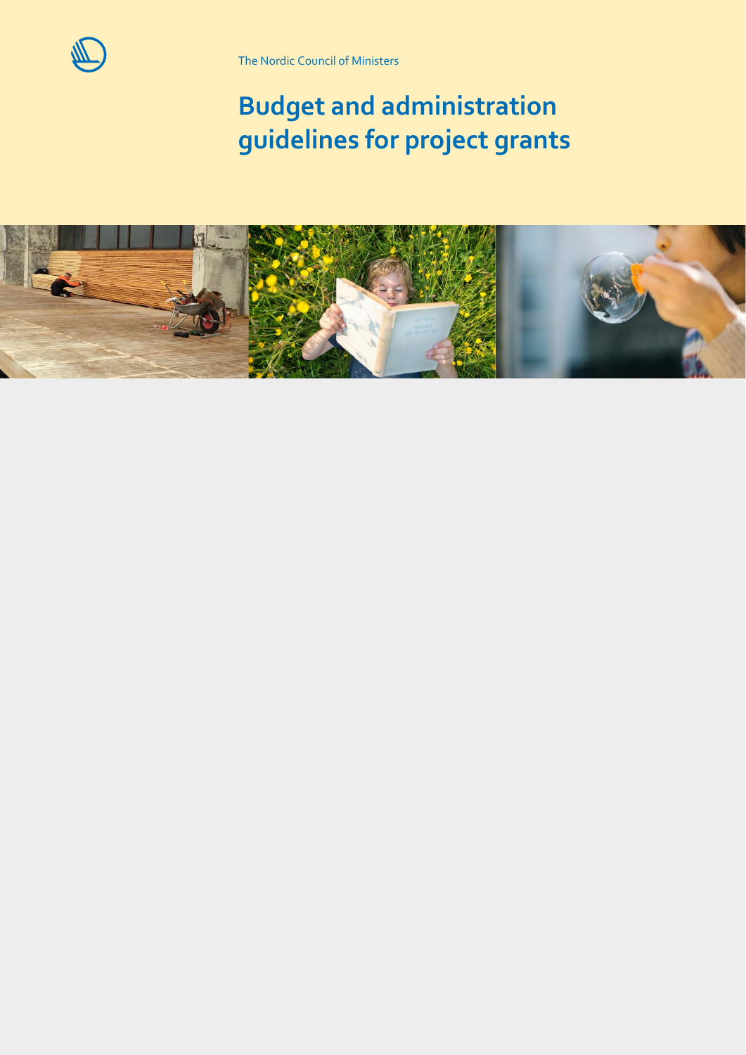The Nordic Council of Ministers

# Budget and administration guidelines for project grants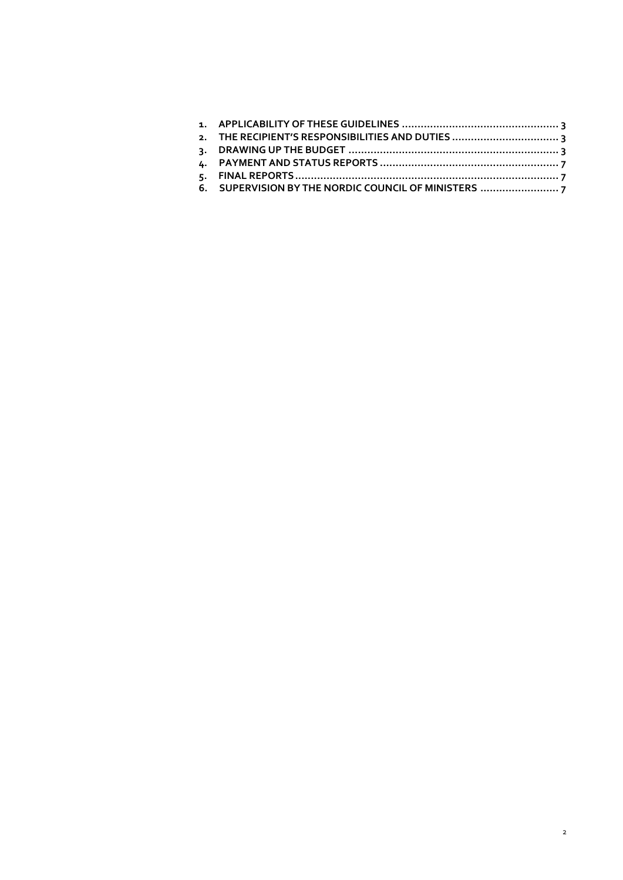1. APPLICABILITY OF THESE GUIDELINES .................................................. 3
2. THE RECIPIENT'S RESPONSIBILITIES AND DUTIES .................................. 3
3. DRAWING UP THE BUDGET .................................................................. 3
4. PAYMENT AND STATUS REPORTS ......................................................... 7
5. FINAL REPORTS ..................................................................................... 7
6. SUPERVISION BY THE NORDIC COUNCIL OF MINISTERS ........................ 7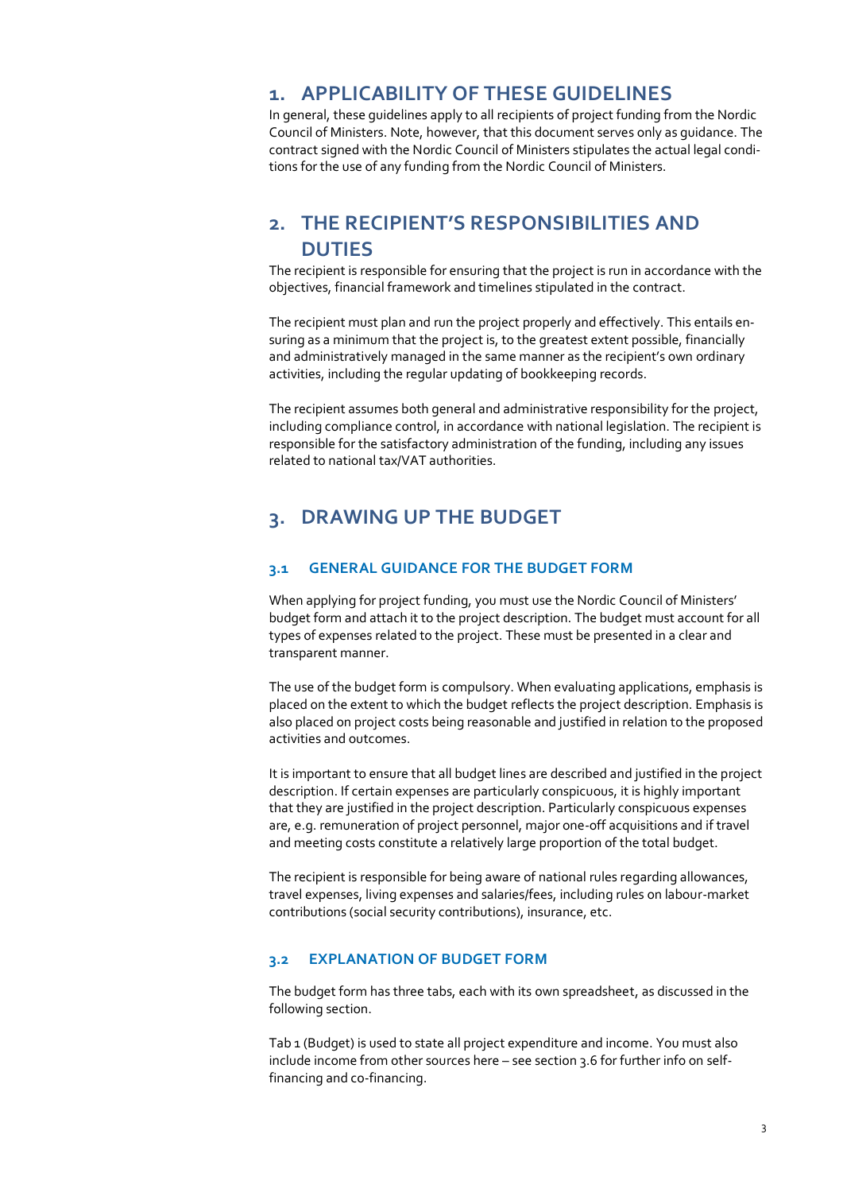# 1. APPLICABILITY OF THESE GUIDELINES

In general, these guidelines apply to all recipients of project funding from the Nordic Council of Ministers. Note, however, that this document serves only as guidance. The contract signed with the Nordic Council of Ministers stipulates the actual legal conditions for the use of any funding from the Nordic Council of Ministers.

# 2. THE RECIPIENT'S RESPONSIBILITIES AND DUTIES

The recipient is responsible for ensuring that the project is run in accordance with the objectives, financial framework and timelines stipulated in the contract.

The recipient must plan and run the project properly and effectively. This entails ensuring as a minimum that the project is, to the greatest extent possible, financially and administratively managed in the same manner as the recipient's own ordinary activities, including the regular updating of bookkeeping records.

The recipient assumes both general and administrative responsibility for the project, including compliance control, in accordance with national legislation. The recipient is responsible for the satisfactory administration of the funding, including any issues related to national tax/VAT authorities.

# 3. DRAWING UP THE BUDGET

## 3.1 GENERAL GUIDANCE FOR THE BUDGET FORM

When applying for project funding, you must use the Nordic Council of Ministers' budget form and attach it to the project description. The budget must account for all types of expenses related to the project. These must be presented in a clear and transparent manner.

The use of the budget form is compulsory. When evaluating applications, emphasis is placed on the extent to which the budget reflects the project description. Emphasis is also placed on project costs being reasonable and justified in relation to the proposed activities and outcomes.

It is important to ensure that all budget lines are described and justified in the project description. If certain expenses are particularly conspicuous, it is highly important that they are justified in the project description. Particularly conspicuous expenses are, e.g. remuneration of project personnel, major one-off acquisitions and if travel and meeting costs constitute a relatively large proportion of the total budget.

The recipient is responsible for being aware of national rules regarding allowances, travel expenses, living expenses and salaries/fees, including rules on labour-market contributions (social security contributions), insurance, etc.

## 3.2 EXPLANATION OF BUDGET FORM

The budget form has three tabs, each with its own spreadsheet, as discussed in the following section.

Tab 1 (Budget) is used to state all project expenditure and income. You must also include income from other sources here – see section 3.6 for further info on self-financing and co-financing.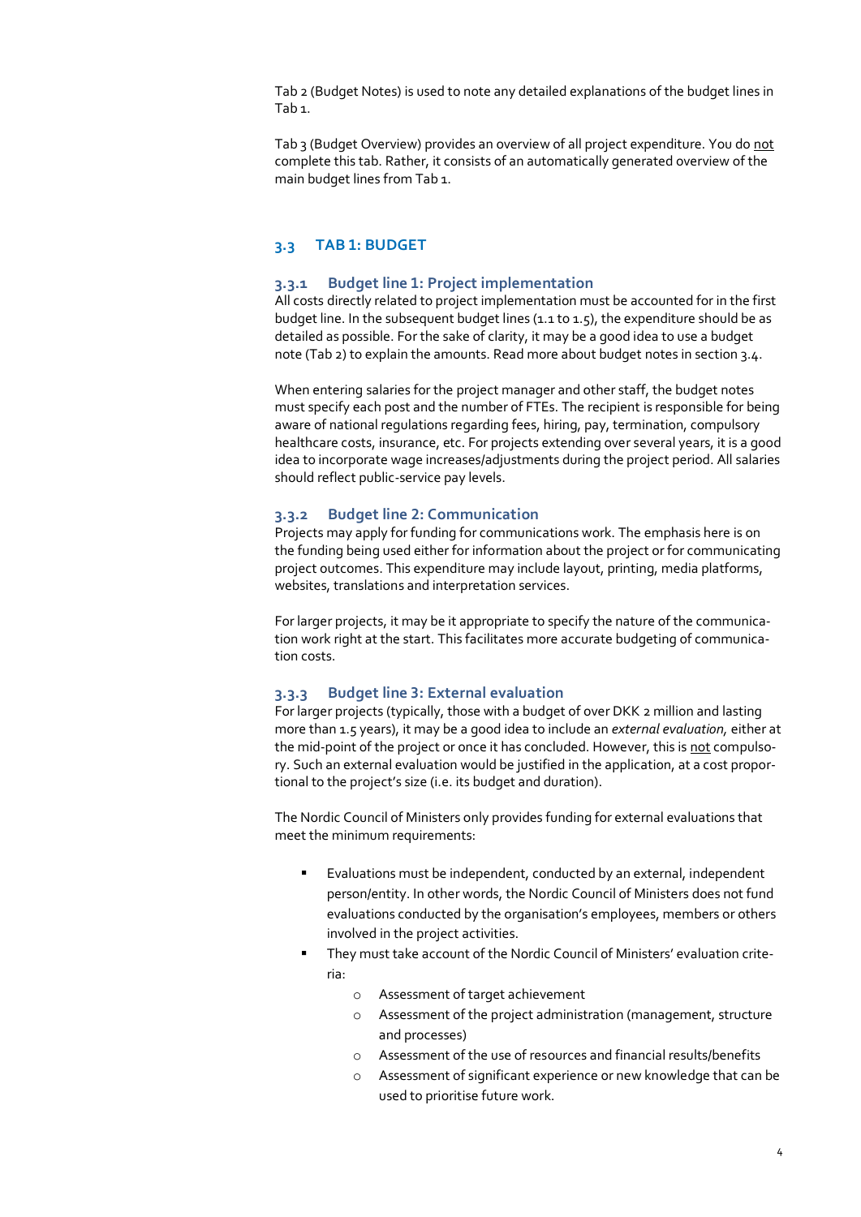Tab 2 (Budget Notes) is used to note any detailed explanations of the budget lines in Tab 1.

Tab 3 (Budget Overview) provides an overview of all project expenditure. You do not complete this tab. Rather, it consists of an automatically generated overview of the main budget lines from Tab 1.

## 3.3 TAB 1: BUDGET

### 3.3.1 Budget line 1: Project implementation

All costs directly related to project implementation must be accounted for in the first budget line. In the subsequent budget lines (1.1 to 1.5), the expenditure should be as detailed as possible. For the sake of clarity, it may be a good idea to use a budget note (Tab 2) to explain the amounts. Read more about budget notes in section 3.4.

When entering salaries for the project manager and other staff, the budget notes must specify each post and the number of FTEs. The recipient is responsible for being aware of national regulations regarding fees, hiring, pay, termination, compulsory healthcare costs, insurance, etc. For projects extending over several years, it is a good idea to incorporate wage increases/adjustments during the project period. All salaries should reflect public-service pay levels.

### 3.3.2 Budget line 2: Communication

Projects may apply for funding for communications work. The emphasis here is on the funding being used either for information about the project or for communicating project outcomes. This expenditure may include layout, printing, media platforms, websites, translations and interpretation services.

For larger projects, it may be it appropriate to specify the nature of the communication work right at the start. This facilitates more accurate budgeting of communication costs.

### 3.3.3 Budget line 3: External evaluation

For larger projects (typically, those with a budget of over DKK 2 million and lasting more than 1.5 years), it may be a good idea to include an *external evaluation,* either at the mid-point of the project or once it has concluded. However, this is not compulsory. Such an external evaluation would be justified in the application, at a cost proportional to the project's size (i.e. its budget and duration).

The Nordic Council of Ministers only provides funding for external evaluations that meet the minimum requirements:

- Evaluations must be independent, conducted by an external, independent person/entity. In other words, the Nordic Council of Ministers does not fund evaluations conducted by the organisation's employees, members or others involved in the project activities.
- They must take account of the Nordic Council of Ministers' evaluation criteria:
  - Assessment of target achievement
  - Assessment of the project administration (management, structure and processes)
  - Assessment of the use of resources and financial results/benefits
  - Assessment of significant experience or new knowledge that can be used to prioritise future work.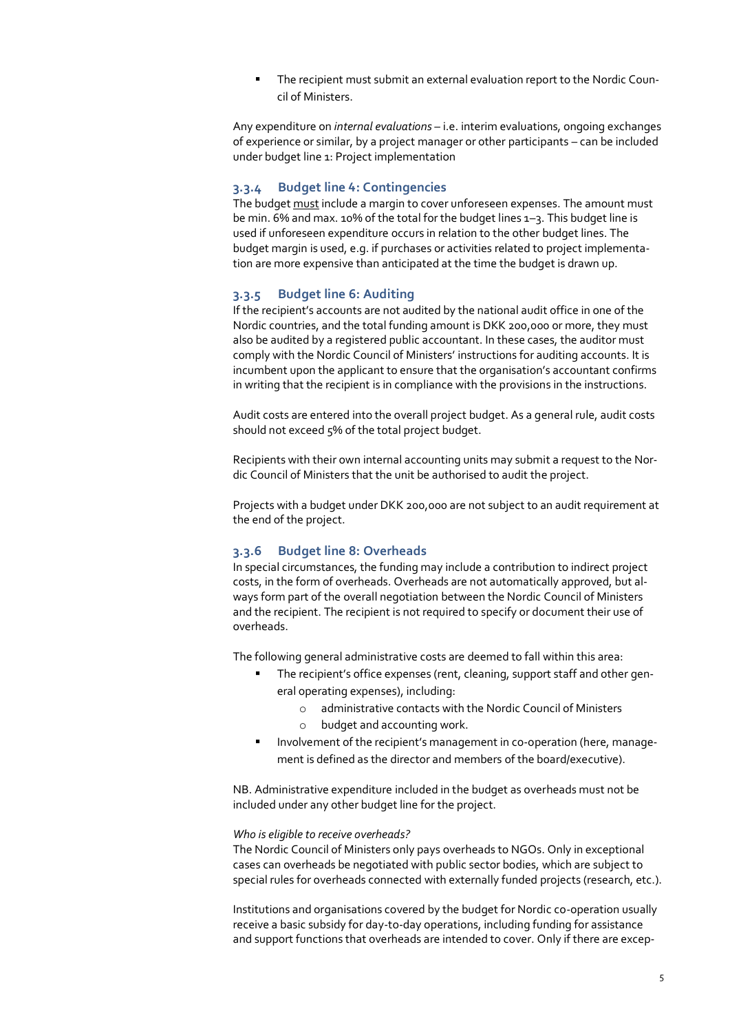- The recipient must submit an external evaluation report to the Nordic Council of Ministers.

Any expenditure on *internal evaluations* – i.e. interim evaluations, ongoing exchanges of experience or similar, by a project manager or other participants – can be included under budget line 1: Project implementation

### 3.3.4 Budget line 4: Contingencies

The budget must include a margin to cover unforeseen expenses. The amount must be min. 6% and max. 10% of the total for the budget lines 1–3. This budget line is used if unforeseen expenditure occurs in relation to the other budget lines. The budget margin is used, e.g. if purchases or activities related to project implementation are more expensive than anticipated at the time the budget is drawn up.

### 3.3.5 Budget line 6: Auditing

If the recipient's accounts are not audited by the national audit office in one of the Nordic countries, and the total funding amount is DKK 200,000 or more, they must also be audited by a registered public accountant. In these cases, the auditor must comply with the Nordic Council of Ministers' instructions for auditing accounts. It is incumbent upon the applicant to ensure that the organisation's accountant confirms in writing that the recipient is in compliance with the provisions in the instructions.

Audit costs are entered into the overall project budget. As a general rule, audit costs should not exceed 5% of the total project budget.

Recipients with their own internal accounting units may submit a request to the Nordic Council of Ministers that the unit be authorised to audit the project.

Projects with a budget under DKK 200,000 are not subject to an audit requirement at the end of the project.

### 3.3.6 Budget line 8: Overheads

In special circumstances, the funding may include a contribution to indirect project costs, in the form of overheads. Overheads are not automatically approved, but always form part of the overall negotiation between the Nordic Council of Ministers and the recipient. The recipient is not required to specify or document their use of overheads.

The following general administrative costs are deemed to fall within this area:

- The recipient's office expenses (rent, cleaning, support staff and other general operating expenses), including:
  - administrative contacts with the Nordic Council of Ministers
  - budget and accounting work.
- Involvement of the recipient's management in co-operation (here, management is defined as the director and members of the board/executive).

NB. Administrative expenditure included in the budget as overheads must not be included under any other budget line for the project.

*Who is eligible to receive overheads?*

The Nordic Council of Ministers only pays overheads to NGOs. Only in exceptional cases can overheads be negotiated with public sector bodies, which are subject to special rules for overheads connected with externally funded projects (research, etc.).

Institutions and organisations covered by the budget for Nordic co-operation usually receive a basic subsidy for day-to-day operations, including funding for assistance and support functions that overheads are intended to cover. Only if there are excep-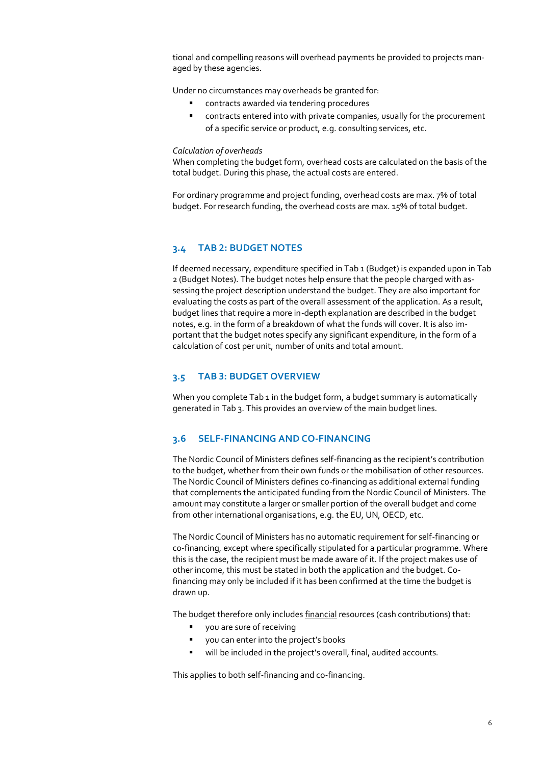tional and compelling reasons will overhead payments be provided to projects managed by these agencies.

Under no circumstances may overheads be granted for:

- contracts awarded via tendering procedures
- contracts entered into with private companies, usually for the procurement of a specific service or product, e.g. consulting services, etc.

*Calculation of overheads*
When completing the budget form, overhead costs are calculated on the basis of the total budget. During this phase, the actual costs are entered.

For ordinary programme and project funding, overhead costs are max. 7% of total budget. For research funding, the overhead costs are max. 15% of total budget.

## 3.4 TAB 2: BUDGET NOTES

If deemed necessary, expenditure specified in Tab 1 (Budget) is expanded upon in Tab 2 (Budget Notes). The budget notes help ensure that the people charged with assessing the project description understand the budget. They are also important for evaluating the costs as part of the overall assessment of the application. As a result, budget lines that require a more in-depth explanation are described in the budget notes, e.g. in the form of a breakdown of what the funds will cover. It is also important that the budget notes specify any significant expenditure, in the form of a calculation of cost per unit, number of units and total amount.

## 3.5 TAB 3: BUDGET OVERVIEW

When you complete Tab 1 in the budget form, a budget summary is automatically generated in Tab 3. This provides an overview of the main budget lines.

## 3.6 SELF-FINANCING AND CO-FINANCING

The Nordic Council of Ministers defines self-financing as the recipient's contribution to the budget, whether from their own funds or the mobilisation of other resources. The Nordic Council of Ministers defines co-financing as additional external funding that complements the anticipated funding from the Nordic Council of Ministers. The amount may constitute a larger or smaller portion of the overall budget and come from other international organisations, e.g. the EU, UN, OECD, etc.

The Nordic Council of Ministers has no automatic requirement for self-financing or co-financing, except where specifically stipulated for a particular programme. Where this is the case, the recipient must be made aware of it. If the project makes use of other income, this must be stated in both the application and the budget. Co-financing may only be included if it has been confirmed at the time the budget is drawn up.

The budget therefore only includes financial resources (cash contributions) that:

- you are sure of receiving
- you can enter into the project's books
- will be included in the project's overall, final, audited accounts.

This applies to both self-financing and co-financing.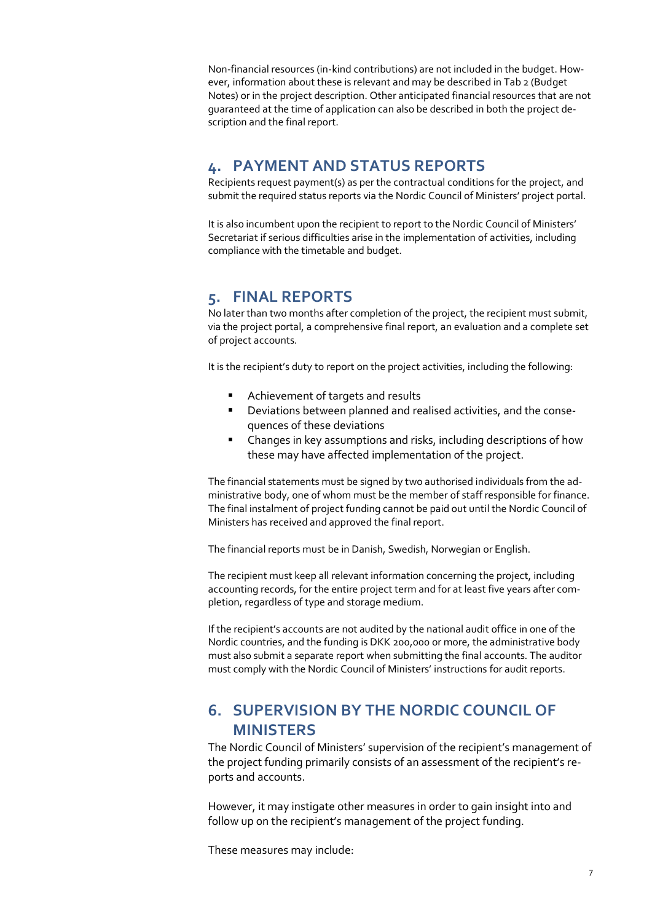Non-financial resources (in-kind contributions) are not included in the budget. However, information about these is relevant and may be described in Tab 2 (Budget Notes) or in the project description. Other anticipated financial resources that are not guaranteed at the time of application can also be described in both the project description and the final report.

## 4. PAYMENT AND STATUS REPORTS

Recipients request payment(s) as per the contractual conditions for the project, and submit the required status reports via the Nordic Council of Ministers' project portal.

It is also incumbent upon the recipient to report to the Nordic Council of Ministers' Secretariat if serious difficulties arise in the implementation of activities, including compliance with the timetable and budget.

## 5. FINAL REPORTS

No later than two months after completion of the project, the recipient must submit, via the project portal, a comprehensive final report, an evaluation and a complete set of project accounts.

It is the recipient's duty to report on the project activities, including the following:

- Achievement of targets and results
- Deviations between planned and realised activities, and the consequences of these deviations
- Changes in key assumptions and risks, including descriptions of how these may have affected implementation of the project.

The financial statements must be signed by two authorised individuals from the administrative body, one of whom must be the member of staff responsible for finance. The final instalment of project funding cannot be paid out until the Nordic Council of Ministers has received and approved the final report.

The financial reports must be in Danish, Swedish, Norwegian or English.

The recipient must keep all relevant information concerning the project, including accounting records, for the entire project term and for at least five years after completion, regardless of type and storage medium.

If the recipient's accounts are not audited by the national audit office in one of the Nordic countries, and the funding is DKK 200,000 or more, the administrative body must also submit a separate report when submitting the final accounts. The auditor must comply with the Nordic Council of Ministers' instructions for audit reports.

## 6. SUPERVISION BY THE NORDIC COUNCIL OF MINISTERS

The Nordic Council of Ministers' supervision of the recipient's management of the project funding primarily consists of an assessment of the recipient's reports and accounts.

However, it may instigate other measures in order to gain insight into and follow up on the recipient's management of the project funding.

These measures may include: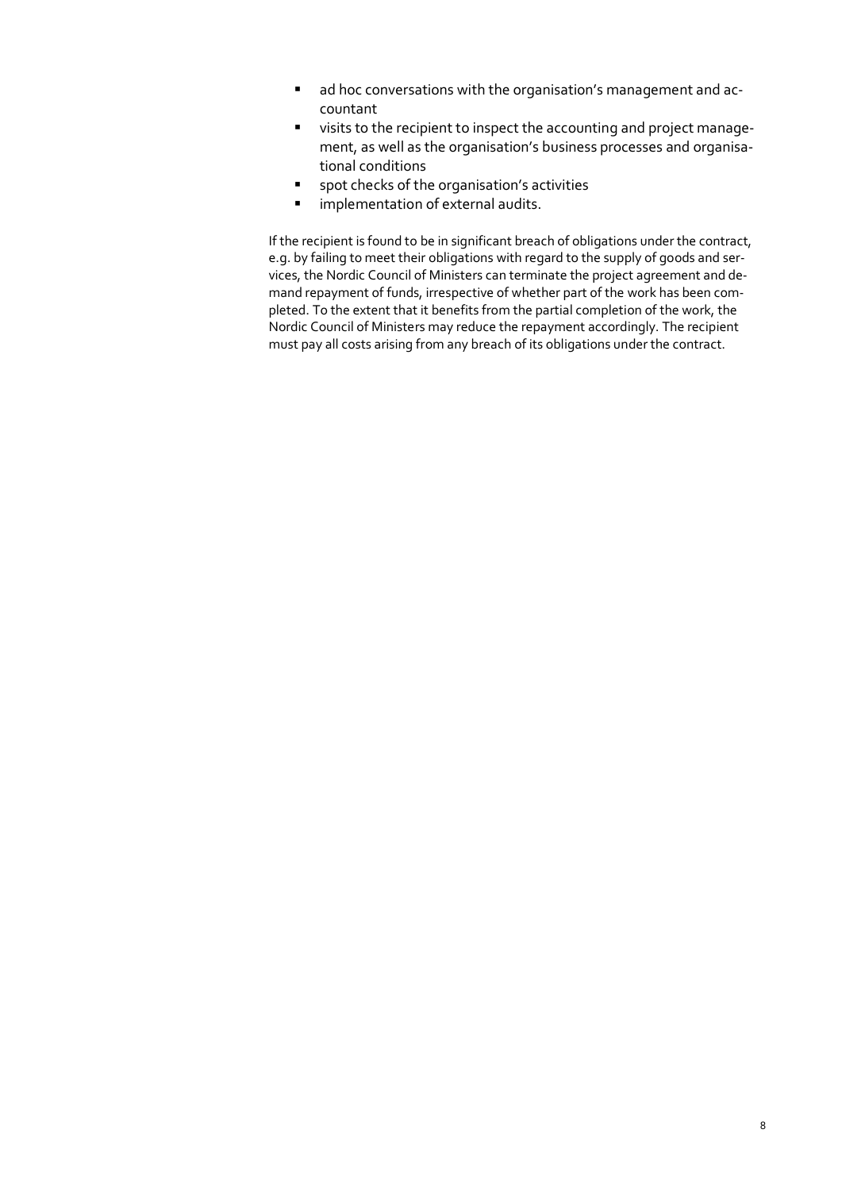- ad hoc conversations with the organisation's management and accountant
- visits to the recipient to inspect the accounting and project management, as well as the organisation's business processes and organisational conditions
- spot checks of the organisation's activities
- implementation of external audits.

If the recipient is found to be in significant breach of obligations under the contract, e.g. by failing to meet their obligations with regard to the supply of goods and services, the Nordic Council of Ministers can terminate the project agreement and demand repayment of funds, irrespective of whether part of the work has been completed. To the extent that it benefits from the partial completion of the work, the Nordic Council of Ministers may reduce the repayment accordingly. The recipient must pay all costs arising from any breach of its obligations under the contract.